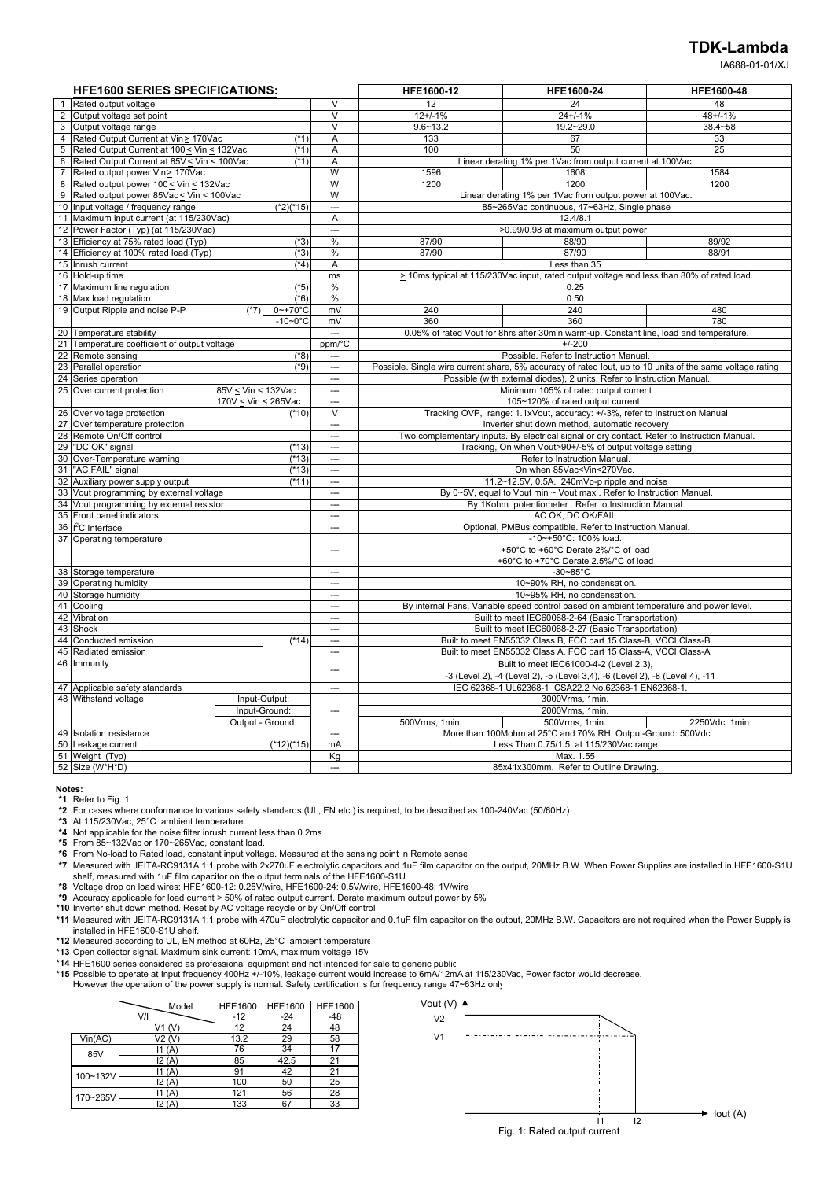# TDK-Lambda

IA688-01-01/XJ

| | HFE1600 SERIES SPECIFICATIONS: | | | HFE1600-12 | HFE1600-24 | HFE1600-48 |
|---|---|---|---|---|---|---|
| 1 | Rated output voltage | | V | 12 | 24 | 48 |
| 2 | Output voltage set point | | V | 12+/-1% | 24+/-1% | 48+/-1% |
| 3 | Output voltage range | | V | 9.6~13.2 | 19.2~29.0 | 38.4~58 |
| 4 | Rated Output Current at Vin ≥ 170Vac | (*1) | A | 133 | 67 | 33 |
| 5 | Rated Output Current at 100 ≤ Vin ≤ 132Vac | (*1) | A | 100 | 50 | 25 |
| 6 | Rated Output Current at 85V ≤ Vin < 100Vac | (*1) | A | Linear derating 1% per 1Vac from output current at 100Vac. | | |
| 7 | Rated output power Vin ≥ 170Vac | | W | 1596 | 1608 | 1584 |
| 8 | Rated output power 100 ≤ Vin ≤ 132Vac | | W | 1200 | 1200 | 1200 |
| 9 | Rated output power 85Vac ≤ Vin < 100Vac | | W | Linear derating 1% per 1Vac from output power at 100Vac. | | |
| 10 | Input voltage / frequency range | (*2)(*15) | --- | 85~265Vac continuous, 47~63Hz, Single phase | | |
| 11 | Maximum input current (at 115/230Vac) | | A | 12.4/8.1 | | |
| 12 | Power Factor (Typ) (at 115/230Vac) | | --- | >0.99/0.98 at maximum output power | | |
| 13 | Efficiency at 75% rated load (Typ) | (*3) | % | 87/90 | 88/90 | 89/92 |
| 14 | Efficiency at 100% rated load (Typ) | (*3) | % | 87/90 | 87/90 | 88/91 |
| 15 | Inrush current | (*4) | A | Less than 35 | | |
| 16 | Hold-up time | | ms | ≥ 10ms typical at 115/230Vac input, rated output voltage and less than 80% of rated load. | | |
| 17 | Maximum line regulation | (*5) | % | 0.25 | | |
| 18 | Max load regulation | (*6) | % | 0.50 | | |
| 19 | Output Ripple and noise P-P | (*7) 0~+70°C | mV | 240 | 240 | 480 |
| | | -10~0°C | mV | 360 | 360 | 780 |
| 20 | Temperature stability | | --- | 0.05% of rated Vout for 8hrs after 30min warm-up. Constant line, load and temperature. | | |
| 21 | Temperature coefficient of output voltage | | ppm/°C | +/-200 | | |
| 22 | Remote sensing | (*8) | --- | Possible. Refer to Instruction Manual. | | |
| 23 | Parallel operation | (*9) | --- | Possible. Single wire current share, 5% accuracy of rated Iout, up to 10 units of the same voltage rating | | |
| 24 | Series operation | | --- | Possible (with external diodes), 2 units. Refer to Instruction Manual. | | |
| 25 | Over current protection | 85V ≤ Vin < 132Vac | --- | Minimum 105% of rated output current | | |
| | | 170V ≤ Vin < 265Vac | --- | 105~120% of rated output current. | | |
| 26 | Over voltage protection | (*10) | V | Tracking OVP, range: 1.1xVout, accuracy: +/-3%, refer to Instruction Manual | | |
| 27 | Over temperature protection | | --- | Inverter shut down method, automatic recovery | | |
| 28 | Remote On/Off control | | --- | Two complementary inputs. By electrical signal or dry contact. Refer to Instruction Manual. | | |
| 29 | "DC OK" signal | (*13) | --- | Tracking, On when Vout>90+/-5% of output voltage setting | | |
| 30 | Over-Temperature warning | (*13) | --- | Refer to Instruction Manual. | | |
| 31 | "AC FAIL" signal | (*13) | --- | On when 85Vac<Vin<270Vac. | | |
| 32 | Auxiliary power supply output | (*11) | --- | 11.2~12.5V, 0.5A. 240mVp-p ripple and noise | | |
| 33 | Vout programming by external voltage | | --- | By 0~5V, equal to Vout min ~ Vout max . Refer to Instruction Manual. | | |
| 34 | Vout programming by external resistor | | --- | By 1Kohm potentiometer . Refer to Instruction Manual. | | |
| 35 | Front panel indicators | | --- | AC OK, DC OK/FAIL | | |
| 36 | $I^2C$ Interface | | --- | Optional, PMBus compatible. Refer to Instruction Manual. | | |
| 37 | Operating temperature | | --- | -10~+50°C: 100% load. +50°C to +60°C Derate 2%/°C of load +60°C to +70°C Derate 2.5%/°C of load | | |
| 38 | Storage temperature | | --- | -30~85°C | | |
| 39 | Operating humidity | | --- | 10~90% RH, no condensation. | | |
| 40 | Storage humidity | | --- | 10~95% RH, no condensation. | | |
| 41 | Cooling | | --- | By internal Fans. Variable speed control based on ambient temperature and power level. | | |
| 42 | Vibration | | --- | Built to meet IEC60068-2-64 (Basic Transportation) | | |
| 43 | Shock | | --- | Built to meet IEC60068-2-27 (Basic Transportation) | | |
| 44 | Conducted emission | (*14) | --- | Built to meet EN55032 Class B, FCC part 15 Class-B, VCCI Class-B | | |
| 45 | Radiated emission | | --- | Built to meet EN55032 Class A, FCC part 15 Class-A, VCCI Class-A | | |
| 46 | Immunity | | --- | Built to meet IEC61000-4-2 (Level 2,3), -3 (Level 2), -4 (Level 2), -5 (Level 3,4), -6 (Level 2), -8 (Level 4), -11 | | |
| 47 | Applicable safety standards | | --- | IEC 62368-1 UL62368-1 CSA22.2 No.62368-1 EN62368-1. | | |
| 48 | Withstand voltage | Input-Output: | --- | 3000Vrms, 1min. | | |
| | | Input-Ground: | | 2000Vrms, 1min. | | |
| | | Output - Ground: | | 500Vrms, 1min. | 500Vrms, 1min. | 2250Vdc, 1min. |
| 49 | Isolation resistance | | --- | More than 100Mohm at 25°C and 70% RH. Output-Ground: 500Vdc | | |
| 50 | Leakage current | (*12)(*15) | mA | Less Than 0.75/1.5 at 115/230Vac range | | |
| 51 | Weight (Typ) | | Kg | Max. 1.55 | | |
| 52 | Size (W*H*D) | | --- | 85x41x300mm. Refer to Outline Drawing. | | |

**Notes:**

- *1 Refer to Fig. 1
- *2 For cases where conformance to various safety standards (UL, EN etc.) is required, to be described as 100-240Vac (50/60Hz)
- *3 At 115/230Vac, 25°C ambient temperature.
- *4 Not applicable for the noise filter inrush current less than 0.2ms
- *5 From 85~132Vac or 170~265Vac, constant load.
- *6 From No-load to Rated load, constant input voltage. Measured at the sensing point in Remote sense
- *7 Measured with JEITA-RC9131A 1:1 probe with 2x270uF electrolytic capacitors and 1uF film capacitor on the output, 20MHz B.W. When Power Supplies are installed in HFE1600-S1U shelf, measured with 1uF film capacitor on the output terminals of the HFE1600-S1U.
- *8 Voltage drop on load wires: HFE1600-12: 0.25V/wire, HFE1600-24: 0.5V/wire, HFE1600-48: 1V/wire
- *9 Accuracy applicable for load current > 50% of rated output current. Derate maximum output power by 5%
- *10 Inverter shut down method. Reset by AC voltage recycle or by On/Off control
- *11 Measured with JEITA-RC9131A 1:1 probe with 470uF electrolytic capacitor and 0.1uF film capacitor on the output, 20MHz B.W. Capacitors are not required when the Power Supply is installed in HFE1600-S1U shelf.
- *12 Measured according to UL, EN method at 60Hz, 25°C ambient temperature
- *13 Open collector signal. Maximum sink current: 10mA, maximum voltage 15V
- *14 HFE1600 series considered as professional equipment and not intended for sale to generic public
- *15 Possible to operate at Input frequency 400Hz +/-10%, leakage current would increase to 6mA/12mA at 115/230Vac, Power factor would decrease. However the operation of the power supply is normal. Safety certification is for frequency range 47~63Hz only

| | Model / V/I | HFE1600-12 | HFE1600-24 | HFE1600-48 |
|---|---|---|---|---|
| | V1 (V) | 12 | 24 | 48 |
| Vin(AC) | V2 (V) | 13.2 | 29 | 58 |
| 85V | I1 (A) | 76 | 34 | 17 |
| | I2 (A) | 85 | 42.5 | 21 |
| 100~132V | I1 (A) | 91 | 42 | 21 |
| | I2 (A) | 100 | 50 | 25 |
| 170~265V | I1 (A) | 121 | 56 | 28 |
| | I2 (A) | 133 | 67 | 33 |

Vout (V), V2, V1, I1, I2, Iout (A)

Fig. 1: Rated output current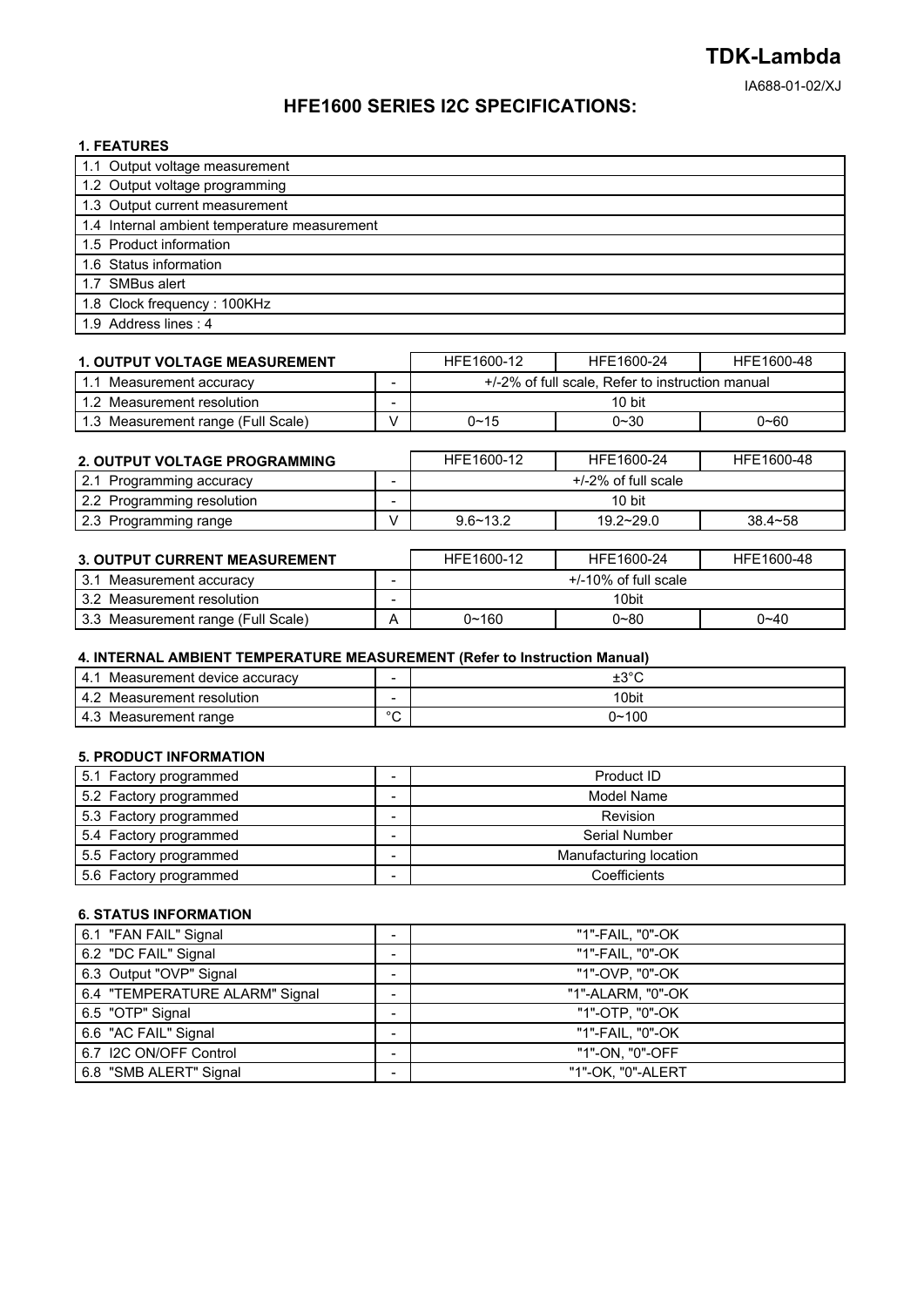**TDK-Lambda**

IA688-01-02/XJ

# HFE1600 SERIES I2C SPECIFICATIONS:

### 1. FEATURES

| |
|---|
| 1.1 Output voltage measurement |
| 1.2 Output voltage programming |
| 1.3 Output current measurement |
| 1.4 Internal ambient temperature measurement |
| 1.5 Product information |
| 1.6 Status information |
| 1.7 SMBus alert |
| 1.8 Clock frequency : 100KHz |
| 1.9 Address lines : 4 |

| 1. OUTPUT VOLTAGE MEASUREMENT | | HFE1600-12 | HFE1600-24 | HFE1600-48 |
|---|---|---|---|---|
| 1.1 Measurement accuracy | - | +/-2% of full scale, Refer to instruction manual | | |
| 1.2 Measurement resolution | - | 10 bit | | |
| 1.3 Measurement range (Full Scale) | V | 0~15 | 0~30 | 0~60 |

| 2. OUTPUT VOLTAGE PROGRAMMING | | HFE1600-12 | HFE1600-24 | HFE1600-48 |
|---|---|---|---|---|
| 2.1 Programming accuracy | - | +/-2% of full scale | | |
| 2.2 Programming resolution | - | 10 bit | | |
| 2.3 Programming range | V | 9.6~13.2 | 19.2~29.0 | 38.4~58 |

| 3. OUTPUT CURRENT MEASUREMENT | | HFE1600-12 | HFE1600-24 | HFE1600-48 |
|---|---|---|---|---|
| 3.1 Measurement accuracy | - | +/-10% of full scale | | |
| 3.2 Measurement resolution | - | 10bit | | |
| 3.3 Measurement range (Full Scale) | A | 0~160 | 0~80 | 0~40 |

### 4. INTERNAL AMBIENT TEMPERATURE MEASUREMENT (Refer to Instruction Manual)

| | | |
|---|---|---|
| 4.1 Measurement device accuracy | - | ±3°C |
| 4.2 Measurement resolution | - | 10bit |
| 4.3 Measurement range | °C | 0~100 |

### 5. PRODUCT INFORMATION

| | | |
|---|---|---|
| 5.1 Factory programmed | - | Product ID |
| 5.2 Factory programmed | - | Model Name |
| 5.3 Factory programmed | - | Revision |
| 5.4 Factory programmed | - | Serial Number |
| 5.5 Factory programmed | - | Manufacturing location |
| 5.6 Factory programmed | - | Coefficients |

### 6. STATUS INFORMATION

| | | |
|---|---|---|
| 6.1 "FAN FAIL" Signal | - | "1"-FAIL, "0"-OK |
| 6.2 "DC FAIL" Signal | - | "1"-FAIL, "0"-OK |
| 6.3 Output "OVP" Signal | - | "1"-OVP, "0"-OK |
| 6.4 "TEMPERATURE ALARM" Signal | - | "1"-ALARM, "0"-OK |
| 6.5 "OTP" Signal | - | "1"-OTP, "0"-OK |
| 6.6 "AC FAIL" Signal | - | "1"-FAIL, "0"-OK |
| 6.7 I2C ON/OFF Control | - | "1"-ON, "0"-OFF |
| 6.8 "SMB ALERT" Signal | - | "1"-OK, "0"-ALERT |